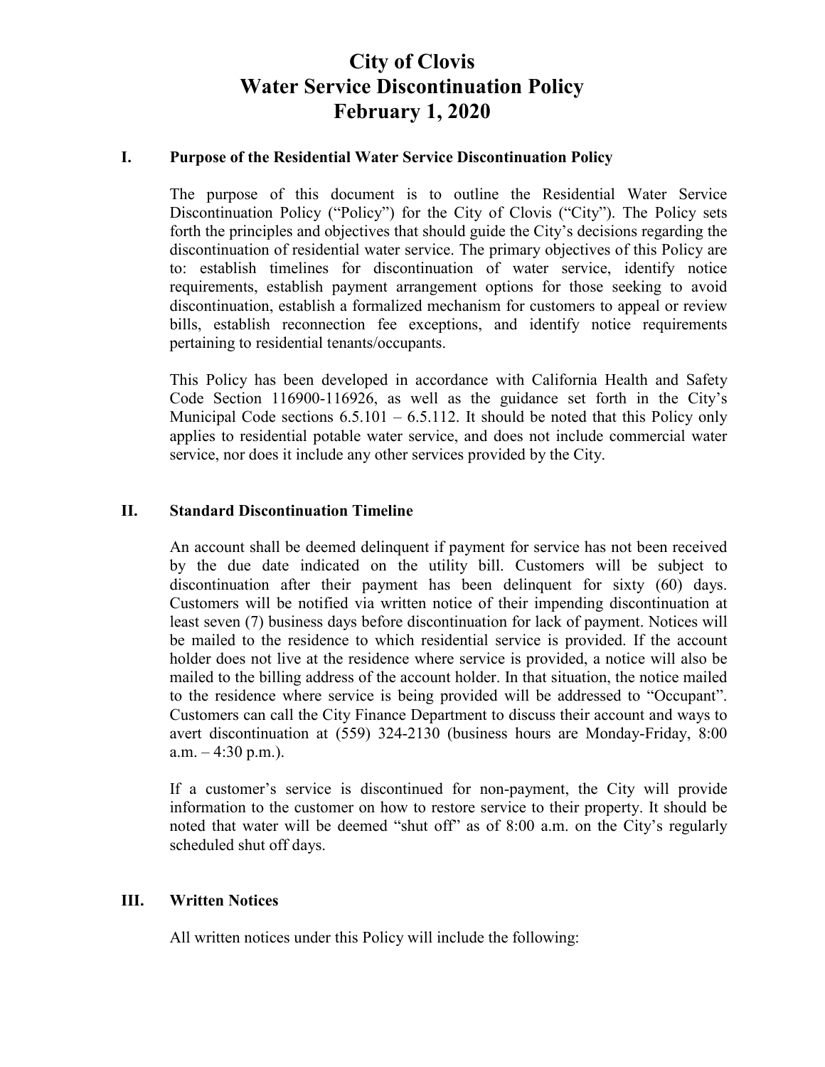# City of Clovis
# Water Service Discontinuation Policy
# February 1, 2020

## I. Purpose of the Residential Water Service Discontinuation Policy

The purpose of this document is to outline the Residential Water Service Discontinuation Policy ("Policy") for the City of Clovis ("City"). The Policy sets forth the principles and objectives that should guide the City's decisions regarding the discontinuation of residential water service. The primary objectives of this Policy are to: establish timelines for discontinuation of water service, identify notice requirements, establish payment arrangement options for those seeking to avoid discontinuation, establish a formalized mechanism for customers to appeal or review bills, establish reconnection fee exceptions, and identify notice requirements pertaining to residential tenants/occupants.

This Policy has been developed in accordance with California Health and Safety Code Section 116900-116926, as well as the guidance set forth in the City's Municipal Code sections 6.5.101 – 6.5.112. It should be noted that this Policy only applies to residential potable water service, and does not include commercial water service, nor does it include any other services provided by the City.

## II. Standard Discontinuation Timeline

An account shall be deemed delinquent if payment for service has not been received by the due date indicated on the utility bill. Customers will be subject to discontinuation after their payment has been delinquent for sixty (60) days. Customers will be notified via written notice of their impending discontinuation at least seven (7) business days before discontinuation for lack of payment. Notices will be mailed to the residence to which residential service is provided. If the account holder does not live at the residence where service is provided, a notice will also be mailed to the billing address of the account holder. In that situation, the notice mailed to the residence where service is being provided will be addressed to "Occupant". Customers can call the City Finance Department to discuss their account and ways to avert discontinuation at (559) 324-2130 (business hours are Monday-Friday, 8:00 a.m. – 4:30 p.m.).

If a customer's service is discontinued for non-payment, the City will provide information to the customer on how to restore service to their property. It should be noted that water will be deemed "shut off" as of 8:00 a.m. on the City's regularly scheduled shut off days.

## III. Written Notices

All written notices under this Policy will include the following: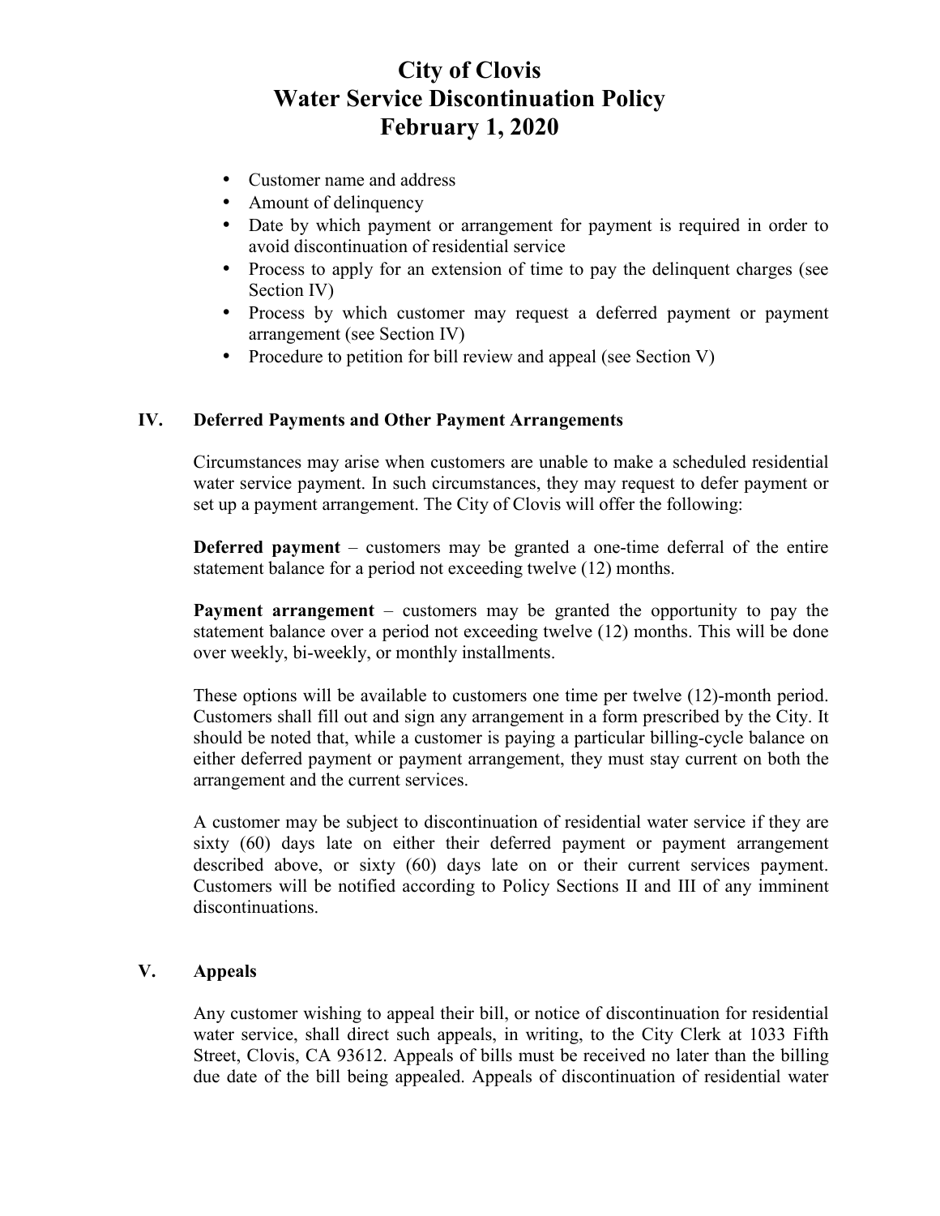- Customer name and address
- Amount of delinquency
- Date by which payment or arrangement for payment is required in order to avoid discontinuation of residential service
- Process to apply for an extension of time to pay the delinquent charges (see Section IV)
- Process by which customer may request a deferred payment or payment arrangement (see Section IV)
- Procedure to petition for bill review and appeal (see Section V)

## IV. Deferred Payments and Other Payment Arrangements

Circumstances may arise when customers are unable to make a scheduled residential water service payment. In such circumstances, they may request to defer payment or set up a payment arrangement. The City of Clovis will offer the following:

**Deferred payment** – customers may be granted a one-time deferral of the entire statement balance for a period not exceeding twelve (12) months.

**Payment arrangement** – customers may be granted the opportunity to pay the statement balance over a period not exceeding twelve (12) months. This will be done over weekly, bi-weekly, or monthly installments.

These options will be available to customers one time per twelve (12)-month period. Customers shall fill out and sign any arrangement in a form prescribed by the City. It should be noted that, while a customer is paying a particular billing-cycle balance on either deferred payment or payment arrangement, they must stay current on both the arrangement and the current services.

A customer may be subject to discontinuation of residential water service if they are sixty (60) days late on either their deferred payment or payment arrangement described above, or sixty (60) days late on or their current services payment. Customers will be notified according to Policy Sections II and III of any imminent discontinuations.

## V. Appeals

Any customer wishing to appeal their bill, or notice of discontinuation for residential water service, shall direct such appeals, in writing, to the City Clerk at 1033 Fifth Street, Clovis, CA 93612. Appeals of bills must be received no later than the billing due date of the bill being appealed. Appeals of discontinuation of residential water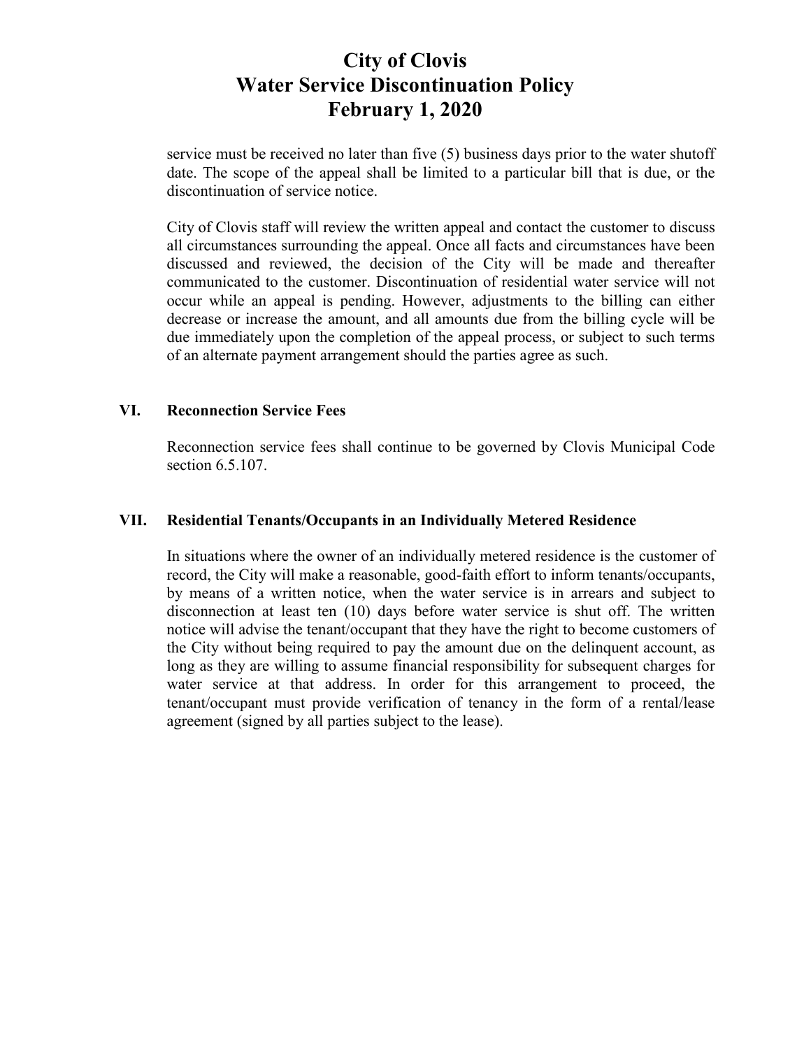service must be received no later than five (5) business days prior to the water shutoff date. The scope of the appeal shall be limited to a particular bill that is due, or the discontinuation of service notice.

City of Clovis staff will review the written appeal and contact the customer to discuss all circumstances surrounding the appeal. Once all facts and circumstances have been discussed and reviewed, the decision of the City will be made and thereafter communicated to the customer. Discontinuation of residential water service will not occur while an appeal is pending. However, adjustments to the billing can either decrease or increase the amount, and all amounts due from the billing cycle will be due immediately upon the completion of the appeal process, or subject to such terms of an alternate payment arrangement should the parties agree as such.

## VI. Reconnection Service Fees

Reconnection service fees shall continue to be governed by Clovis Municipal Code section 6.5.107.

## VII. Residential Tenants/Occupants in an Individually Metered Residence

In situations where the owner of an individually metered residence is the customer of record, the City will make a reasonable, good-faith effort to inform tenants/occupants, by means of a written notice, when the water service is in arrears and subject to disconnection at least ten (10) days before water service is shut off. The written notice will advise the tenant/occupant that they have the right to become customers of the City without being required to pay the amount due on the delinquent account, as long as they are willing to assume financial responsibility for subsequent charges for water service at that address. In order for this arrangement to proceed, the tenant/occupant must provide verification of tenancy in the form of a rental/lease agreement (signed by all parties subject to the lease).